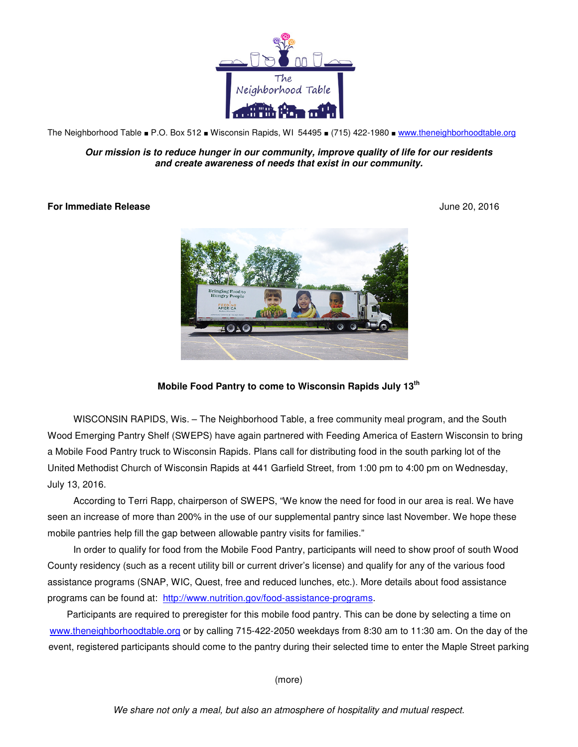The Neighborhood Table

The Neighborhood Table ■ P.O. Box 512 ■ Wisconsin Rapids, WI 54495 ■ (715) 422-1980 ■ www.theneighborhoodtable.org

***Our mission is to reduce hunger in our community, improve quality of life for our residents and create awareness of needs that exist in our community.***

**For Immediate Release** June 20, 2016

**Mobile Food Pantry to come to Wisconsin Rapids July 13th**

WISCONSIN RAPIDS, Wis. – The Neighborhood Table, a free community meal program, and the South Wood Emerging Pantry Shelf (SWEPS) have again partnered with Feeding America of Eastern Wisconsin to bring a Mobile Food Pantry truck to Wisconsin Rapids. Plans call for distributing food in the south parking lot of the United Methodist Church of Wisconsin Rapids at 441 Garfield Street, from 1:00 pm to 4:00 pm on Wednesday, July 13, 2016.

According to Terri Rapp, chairperson of SWEPS, "We know the need for food in our area is real. We have seen an increase of more than 200% in the use of our supplemental pantry since last November. We hope these mobile pantries help fill the gap between allowable pantry visits for families."

In order to qualify for food from the Mobile Food Pantry, participants will need to show proof of south Wood County residency (such as a recent utility bill or current driver's license) and qualify for any of the various food assistance programs (SNAP, WIC, Quest, free and reduced lunches, etc.). More details about food assistance programs can be found at: http://www.nutrition.gov/food-assistance-programs.

Participants are required to preregister for this mobile food pantry. This can be done by selecting a time on www.theneighborhoodtable.org or by calling 715-422-2050 weekdays from 8:30 am to 11:30 am. On the day of the event, registered participants should come to the pantry during their selected time to enter the Maple Street parking

(more)

*We share not only a meal, but also an atmosphere of hospitality and mutual respect.*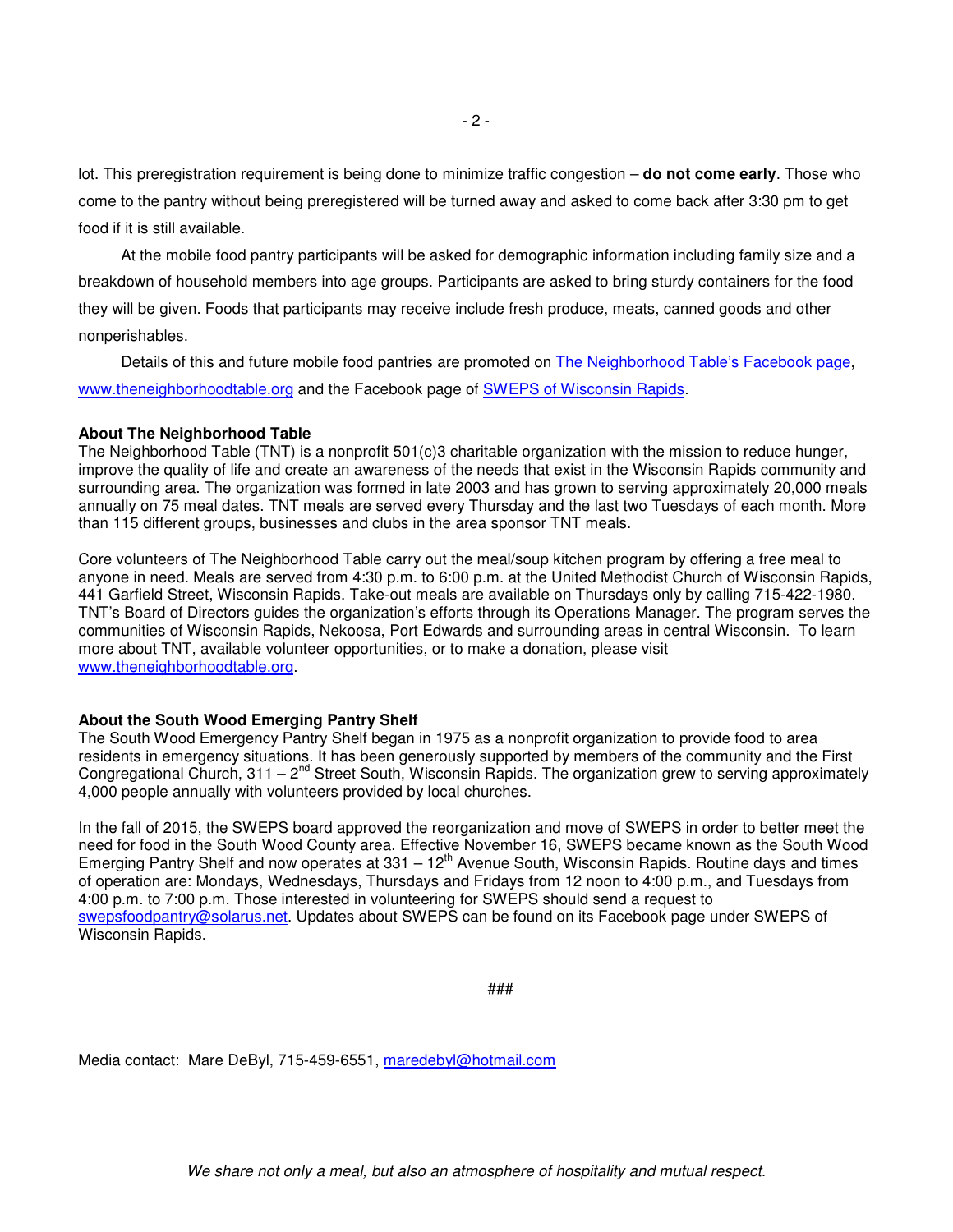lot. This preregistration requirement is being done to minimize traffic congestion – **do not come early**. Those who come to the pantry without being preregistered will be turned away and asked to come back after 3:30 pm to get food if it is still available.

At the mobile food pantry participants will be asked for demographic information including family size and a breakdown of household members into age groups. Participants are asked to bring sturdy containers for the food they will be given. Foods that participants may receive include fresh produce, meats, canned goods and other nonperishables.

Details of this and future mobile food pantries are promoted on The Neighborhood Table's Facebook page, www.theneighborhoodtable.org and the Facebook page of SWEPS of Wisconsin Rapids.

**About The Neighborhood Table**

The Neighborhood Table (TNT) is a nonprofit 501(c)3 charitable organization with the mission to reduce hunger, improve the quality of life and create an awareness of the needs that exist in the Wisconsin Rapids community and surrounding area. The organization was formed in late 2003 and has grown to serving approximately 20,000 meals annually on 75 meal dates. TNT meals are served every Thursday and the last two Tuesdays of each month. More than 115 different groups, businesses and clubs in the area sponsor TNT meals.

Core volunteers of The Neighborhood Table carry out the meal/soup kitchen program by offering a free meal to anyone in need. Meals are served from 4:30 p.m. to 6:00 p.m. at the United Methodist Church of Wisconsin Rapids, 441 Garfield Street, Wisconsin Rapids. Take-out meals are available on Thursdays only by calling 715-422-1980. TNT's Board of Directors guides the organization's efforts through its Operations Manager. The program serves the communities of Wisconsin Rapids, Nekoosa, Port Edwards and surrounding areas in central Wisconsin. To learn more about TNT, available volunteer opportunities, or to make a donation, please visit www.theneighborhoodtable.org.

**About the South Wood Emerging Pantry Shelf**

The South Wood Emergency Pantry Shelf began in 1975 as a nonprofit organization to provide food to area residents in emergency situations. It has been generously supported by members of the community and the First Congregational Church, 311 – 2nd Street South, Wisconsin Rapids. The organization grew to serving approximately 4,000 people annually with volunteers provided by local churches.

In the fall of 2015, the SWEPS board approved the reorganization and move of SWEPS in order to better meet the need for food in the South Wood County area. Effective November 16, SWEPS became known as the South Wood Emerging Pantry Shelf and now operates at 331 – 12th Avenue South, Wisconsin Rapids. Routine days and times of operation are: Mondays, Wednesdays, Thursdays and Fridays from 12 noon to 4:00 p.m., and Tuesdays from 4:00 p.m. to 7:00 p.m. Those interested in volunteering for SWEPS should send a request to swepsfoodpantry@solarus.net. Updates about SWEPS can be found on its Facebook page under SWEPS of Wisconsin Rapids.

###

Media contact: Mare DeByl, 715-459-6551, maredebyl@hotmail.com

*We share not only a meal, but also an atmosphere of hospitality and mutual respect.*